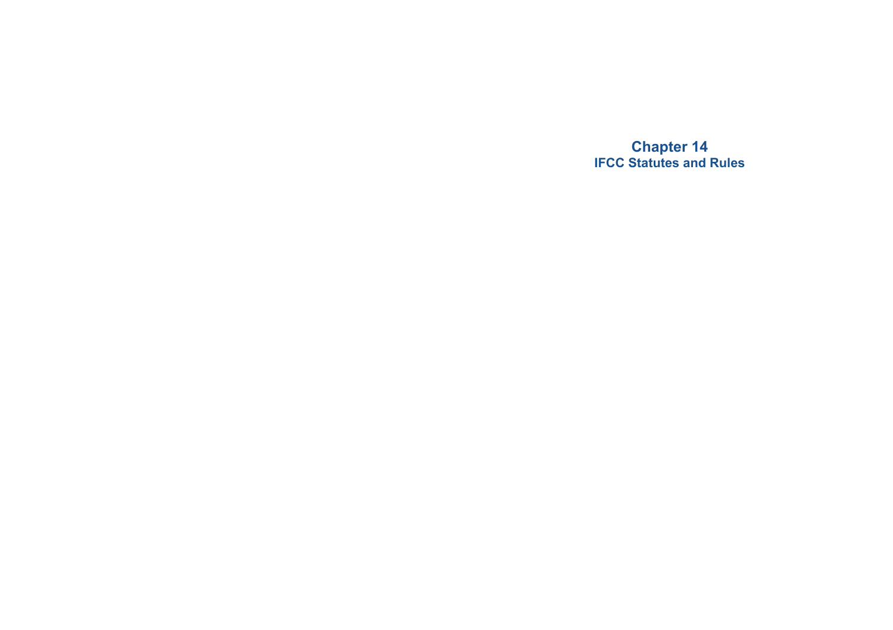# Chapter 14
## IFCC Statutes and Rules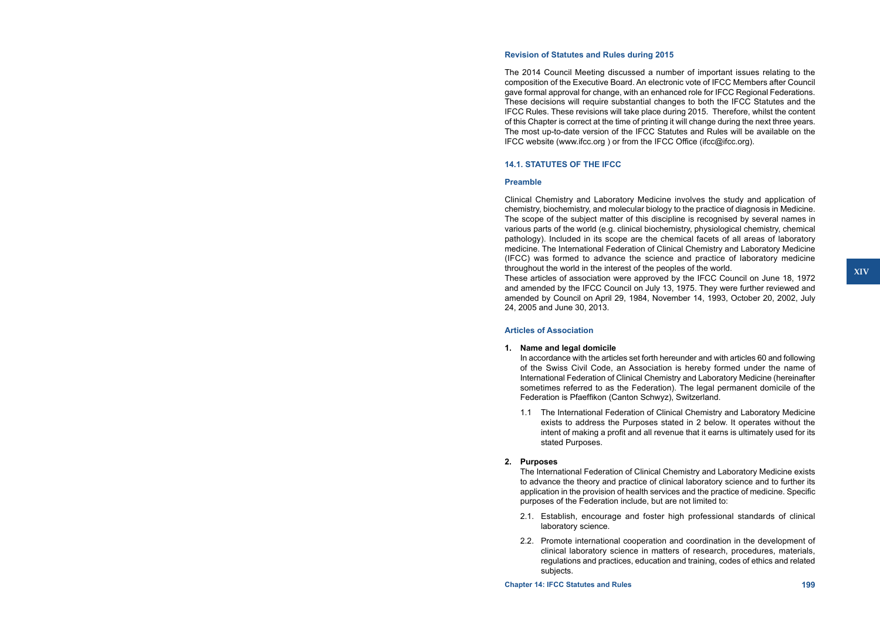### Revision of Statutes and Rules during 2015

The 2014 Council Meeting discussed a number of important issues relating to the composition of the Executive Board. An electronic vote of IFCC Members after Council gave formal approval for change, with an enhanced role for IFCC Regional Federations. These decisions will require substantial changes to both the IFCC Statutes and the IFCC Rules. These revisions will take place during 2015. Therefore, whilst the content of this Chapter is correct at the time of printing it will change during the next three years. The most up-to-date version of the IFCC Statutes and Rules will be available on the IFCC website (www.ifcc.org ) or from the IFCC Office (ifcc@ifcc.org).

## 14.1. STATUTES OF THE IFCC

### Preamble

Clinical Chemistry and Laboratory Medicine involves the study and application of chemistry, biochemistry, and molecular biology to the practice of diagnosis in Medicine. The scope of the subject matter of this discipline is recognised by several names in various parts of the world (e.g. clinical biochemistry, physiological chemistry, chemical pathology). Included in its scope are the chemical facets of all areas of laboratory medicine. The International Federation of Clinical Chemistry and Laboratory Medicine (IFCC) was formed to advance the science and practice of laboratory medicine throughout the world in the interest of the peoples of the world.

These articles of association were approved by the IFCC Council on June 18, 1972 and amended by the IFCC Council on July 13, 1975. They were further reviewed and amended by Council on April 29, 1984, November 14, 1993, October 20, 2002, July 24, 2005 and June 30, 2013.

### Articles of Association

**1. Name and legal domicile**

In accordance with the articles set forth hereunder and with articles 60 and following of the Swiss Civil Code, an Association is hereby formed under the name of International Federation of Clinical Chemistry and Laboratory Medicine (hereinafter sometimes referred to as the Federation). The legal permanent domicile of the Federation is Pfaeffikon (Canton Schwyz), Switzerland.

1.1 The International Federation of Clinical Chemistry and Laboratory Medicine exists to address the Purposes stated in 2 below. It operates without the intent of making a profit and all revenue that it earns is ultimately used for its stated Purposes.

**2. Purposes**

The International Federation of Clinical Chemistry and Laboratory Medicine exists to advance the theory and practice of clinical laboratory science and to further its application in the provision of health services and the practice of medicine. Specific purposes of the Federation include, but are not limited to:

2.1. Establish, encourage and foster high professional standards of clinical laboratory science.

2.2. Promote international cooperation and coordination in the development of clinical laboratory science in matters of research, procedures, materials, regulations and practices, education and training, codes of ethics and related subjects.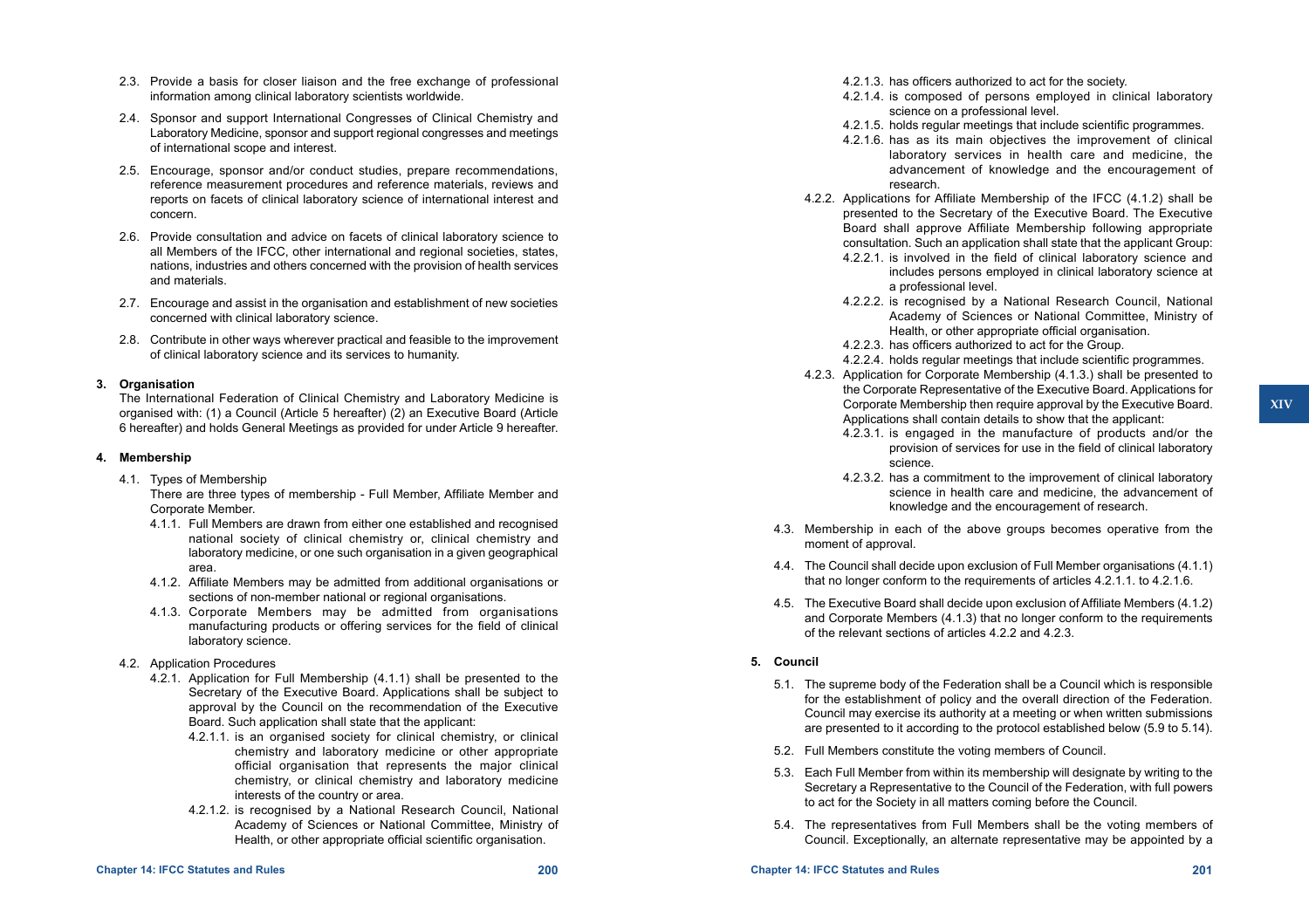2.3. Provide a basis for closer liaison and the free exchange of professional information among clinical laboratory scientists worldwide.

2.4. Sponsor and support International Congresses of Clinical Chemistry and Laboratory Medicine, sponsor and support regional congresses and meetings of international scope and interest.

2.5. Encourage, sponsor and/or conduct studies, prepare recommendations, reference measurement procedures and reference materials, reviews and reports on facets of clinical laboratory science of international interest and concern.

2.6. Provide consultation and advice on facets of clinical laboratory science to all Members of the IFCC, other international and regional societies, states, nations, industries and others concerned with the provision of health services and materials.

2.7. Encourage and assist in the organisation and establishment of new societies concerned with clinical laboratory science.

2.8. Contribute in other ways wherever practical and feasible to the improvement of clinical laboratory science and its services to humanity.

**3. Organisation**

The International Federation of Clinical Chemistry and Laboratory Medicine is organised with: (1) a Council (Article 5 hereafter) (2) an Executive Board (Article 6 hereafter) and holds General Meetings as provided for under Article 9 hereafter.

**4. Membership**

4.1. Types of Membership

There are three types of membership - Full Member, Affiliate Member and Corporate Member.

4.1.1. Full Members are drawn from either one established and recognised national society of clinical chemistry or, clinical chemistry and laboratory medicine, or one such organisation in a given geographical area.

4.1.2. Affiliate Members may be admitted from additional organisations or sections of non-member national or regional organisations.

4.1.3. Corporate Members may be admitted from organisations manufacturing products or offering services for the field of clinical laboratory science.

4.2. Application Procedures

4.2.1. Application for Full Membership (4.1.1) shall be presented to the Secretary of the Executive Board. Applications shall be subject to approval by the Council on the recommendation of the Executive Board. Such application shall state that the applicant:

4.2.1.1. is an organised society for clinical chemistry, or clinical chemistry and laboratory medicine or other appropriate official organisation that represents the major clinical chemistry, or clinical chemistry and laboratory medicine interests of the country or area.

4.2.1.2. is recognised by a National Research Council, National Academy of Sciences or National Committee, Ministry of Health, or other appropriate official scientific organisation.

4.2.1.3. has officers authorized to act for the society.

4.2.1.4. is composed of persons employed in clinical laboratory science on a professional level.

4.2.1.5. holds regular meetings that include scientific programmes.

4.2.1.6. has as its main objectives the improvement of clinical laboratory services in health care and medicine, the advancement of knowledge and the encouragement of research.

4.2.2. Applications for Affiliate Membership of the IFCC (4.1.2) shall be presented to the Secretary of the Executive Board. The Executive Board shall approve Affiliate Membership following appropriate consultation. Such an application shall state that the applicant Group:

4.2.2.1. is involved in the field of clinical laboratory science and includes persons employed in clinical laboratory science at a professional level.

4.2.2.2. is recognised by a National Research Council, National Academy of Sciences or National Committee, Ministry of Health, or other appropriate official organisation.

4.2.2.3. has officers authorized to act for the Group.

4.2.2.4. holds regular meetings that include scientific programmes.

4.2.3. Application for Corporate Membership (4.1.3.) shall be presented to the Corporate Representative of the Executive Board. Applications for Corporate Membership then require approval by the Executive Board. Applications shall contain details to show that the applicant:

4.2.3.1. is engaged in the manufacture of products and/or the provision of services for use in the field of clinical laboratory science.

4.2.3.2. has a commitment to the improvement of clinical laboratory science in health care and medicine, the advancement of knowledge and the encouragement of research.

4.3. Membership in each of the above groups becomes operative from the moment of approval.

4.4. The Council shall decide upon exclusion of Full Member organisations (4.1.1) that no longer conform to the requirements of articles 4.2.1.1. to 4.2.1.6.

4.5. The Executive Board shall decide upon exclusion of Affiliate Members (4.1.2) and Corporate Members (4.1.3) that no longer conform to the requirements of the relevant sections of articles 4.2.2 and 4.2.3.

**5. Council**

5.1. The supreme body of the Federation shall be a Council which is responsible for the establishment of policy and the overall direction of the Federation. Council may exercise its authority at a meeting or when written submissions are presented to it according to the protocol established below (5.9 to 5.14).

5.2. Full Members constitute the voting members of Council.

5.3. Each Full Member from within its membership will designate by writing to the Secretary a Representative to the Council of the Federation, with full powers to act for the Society in all matters coming before the Council.

5.4. The representatives from Full Members shall be the voting members of Council. Exceptionally, an alternate representative may be appointed by a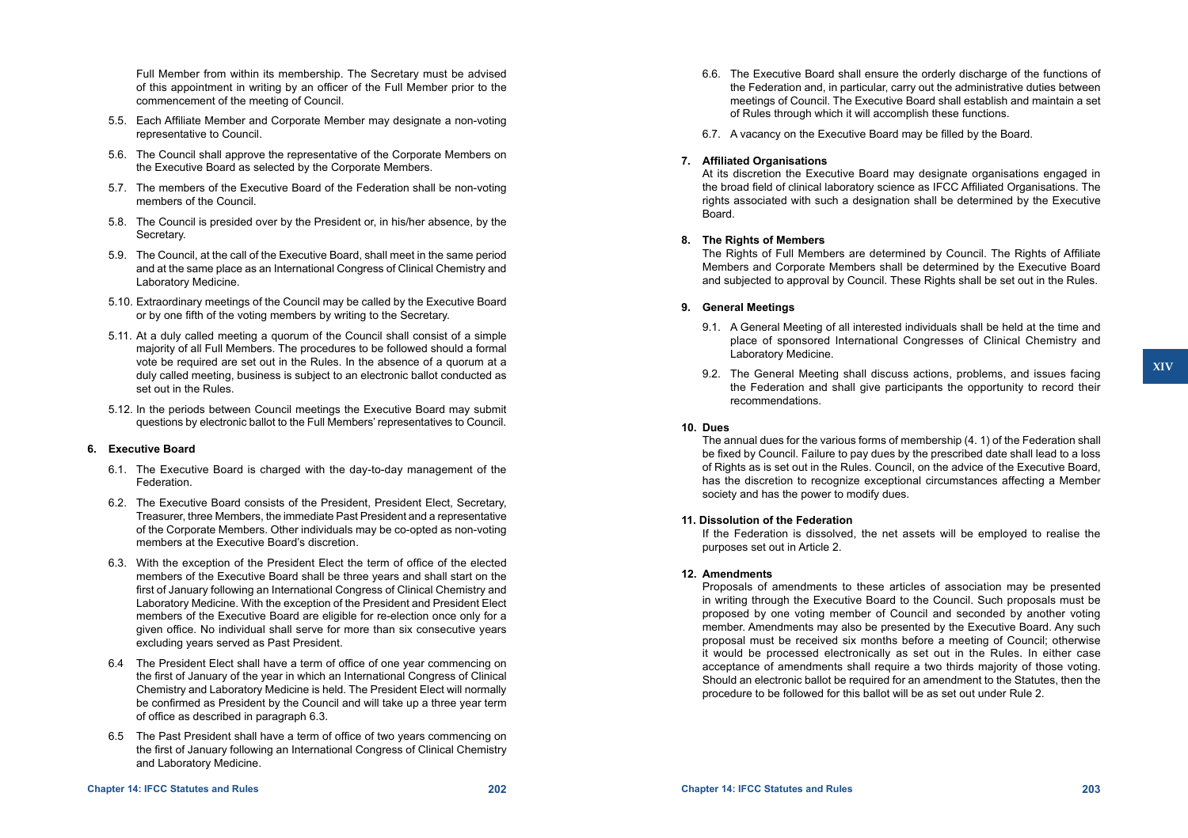Full Member from within its membership. The Secretary must be advised of this appointment in writing by an officer of the Full Member prior to the commencement of the meeting of Council.

5.5. Each Affiliate Member and Corporate Member may designate a non-voting representative to Council.

5.6. The Council shall approve the representative of the Corporate Members on the Executive Board as selected by the Corporate Members.

5.7. The members of the Executive Board of the Federation shall be non-voting members of the Council.

5.8. The Council is presided over by the President or, in his/her absence, by the Secretary.

5.9. The Council, at the call of the Executive Board, shall meet in the same period and at the same place as an International Congress of Clinical Chemistry and Laboratory Medicine.

5.10. Extraordinary meetings of the Council may be called by the Executive Board or by one fifth of the voting members by writing to the Secretary.

5.11. At a duly called meeting a quorum of the Council shall consist of a simple majority of all Full Members. The procedures to be followed should a formal vote be required are set out in the Rules. In the absence of a quorum at a duly called meeting, business is subject to an electronic ballot conducted as set out in the Rules.

5.12. In the periods between Council meetings the Executive Board may submit questions by electronic ballot to the Full Members' representatives to Council.

**6. Executive Board**

6.1. The Executive Board is charged with the day-to-day management of the Federation.

6.2. The Executive Board consists of the President, President Elect, Secretary, Treasurer, three Members, the immediate Past President and a representative of the Corporate Members. Other individuals may be co-opted as non-voting members at the Executive Board's discretion.

6.3. With the exception of the President Elect the term of office of the elected members of the Executive Board shall be three years and shall start on the first of January following an International Congress of Clinical Chemistry and Laboratory Medicine. With the exception of the President and President Elect members of the Executive Board are eligible for re-election once only for a given office. No individual shall serve for more than six consecutive years excluding years served as Past President.

6.4 The President Elect shall have a term of office of one year commencing on the first of January of the year in which an International Congress of Clinical Chemistry and Laboratory Medicine is held. The President Elect will normally be confirmed as President by the Council and will take up a three year term of office as described in paragraph 6.3.

6.5 The Past President shall have a term of office of two years commencing on the first of January following an International Congress of Clinical Chemistry and Laboratory Medicine.

6.6. The Executive Board shall ensure the orderly discharge of the functions of the Federation and, in particular, carry out the administrative duties between meetings of Council. The Executive Board shall establish and maintain a set of Rules through which it will accomplish these functions.

6.7. A vacancy on the Executive Board may be filled by the Board.

**7. Affiliated Organisations**

At its discretion the Executive Board may designate organisations engaged in the broad field of clinical laboratory science as IFCC Affiliated Organisations. The rights associated with such a designation shall be determined by the Executive Board.

**8. The Rights of Members**

The Rights of Full Members are determined by Council. The Rights of Affiliate Members and Corporate Members shall be determined by the Executive Board and subjected to approval by Council. These Rights shall be set out in the Rules.

**9. General Meetings**

9.1. A General Meeting of all interested individuals shall be held at the time and place of sponsored International Congresses of Clinical Chemistry and Laboratory Medicine.

9.2. The General Meeting shall discuss actions, problems, and issues facing the Federation and shall give participants the opportunity to record their recommendations.

**10. Dues**

The annual dues for the various forms of membership (4. 1) of the Federation shall be fixed by Council. Failure to pay dues by the prescribed date shall lead to a loss of Rights as is set out in the Rules. Council, on the advice of the Executive Board, has the discretion to recognize exceptional circumstances affecting a Member society and has the power to modify dues.

**11. Dissolution of the Federation**

If the Federation is dissolved, the net assets will be employed to realise the purposes set out in Article 2.

**12. Amendments**

Proposals of amendments to these articles of association may be presented in writing through the Executive Board to the Council. Such proposals must be proposed by one voting member of Council and seconded by another voting member. Amendments may also be presented by the Executive Board. Any such proposal must be received six months before a meeting of Council; otherwise it would be processed electronically as set out in the Rules. In either case acceptance of amendments shall require a two thirds majority of those voting. Should an electronic ballot be required for an amendment to the Statutes, then the procedure to be followed for this ballot will be as set out under Rule 2.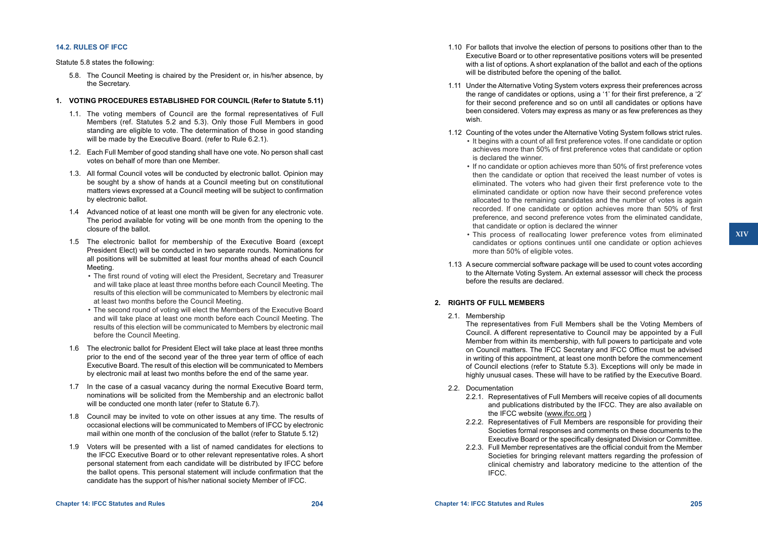### 14.2. RULES OF IFCC

Statute 5.8 states the following:

> 5.8. The Council Meeting is chaired by the President or, in his/her absence, by the Secretary.

#### 1. VOTING PROCEDURES ESTABLISHED FOR COUNCIL (Refer to Statute 5.11)

1.1. The voting members of Council are the formal representatives of Full Members (ref. Statutes 5.2 and 5.3). Only those Full Members in good standing are eligible to vote. The determination of those in good standing will be made by the Executive Board. (refer to Rule 6.2.1).

1.2. Each Full Member of good standing shall have one vote. No person shall cast votes on behalf of more than one Member.

1.3. All formal Council votes will be conducted by electronic ballot. Opinion may be sought by a show of hands at a Council meeting but on constitutional matters views expressed at a Council meeting will be subject to confirmation by electronic ballot.

1.4 Advanced notice of at least one month will be given for any electronic vote. The period available for voting will be one month from the opening to the closure of the ballot.

1.5 The electronic ballot for membership of the Executive Board (except President Elect) will be conducted in two separate rounds. Nominations for all positions will be submitted at least four months ahead of each Council Meeting.

- The first round of voting will elect the President, Secretary and Treasurer and will take place at least three months before each Council Meeting. The results of this election will be communicated to Members by electronic mail at least two months before the Council Meeting.
- The second round of voting will elect the Members of the Executive Board and will take place at least one month before each Council Meeting. The results of this election will be communicated to Members by electronic mail before the Council Meeting.

1.6 The electronic ballot for President Elect will take place at least three months prior to the end of the second year of the three year term of office of each Executive Board. The result of this election will be communicated to Members by electronic mail at least two months before the end of the same year.

1.7 In the case of a casual vacancy during the normal Executive Board term, nominations will be solicited from the Membership and an electronic ballot will be conducted one month later (refer to Statute 6.7).

1.8 Council may be invited to vote on other issues at any time. The results of occasional elections will be communicated to Members of IFCC by electronic mail within one month of the conclusion of the ballot (refer to Statute 5.12)

1.9 Voters will be presented with a list of named candidates for elections to the IFCC Executive Board or to other relevant representative roles. A short personal statement from each candidate will be distributed by IFCC before the ballot opens. This personal statement will include confirmation that the candidate has the support of his/her national society Member of IFCC.

1.10 For ballots that involve the election of persons to positions other than to the Executive Board or to other representative positions voters will be presented with a list of options. A short explanation of the ballot and each of the options will be distributed before the opening of the ballot.

1.11 Under the Alternative Voting System voters express their preferences across the range of candidates or options, using a '1' for their first preference, a '2' for their second preference and so on until all candidates or options have been considered. Voters may express as many or as few preferences as they wish.

1.12 Counting of the votes under the Alternative Voting System follows strict rules.

- It begins with a count of all first preference votes. If one candidate or option achieves more than 50% of first preference votes that candidate or option is declared the winner.
- If no candidate or option achieves more than 50% of first preference votes then the candidate or option that received the least number of votes is eliminated. The voters who had given their first preference vote to the eliminated candidate or option now have their second preference votes allocated to the remaining candidates and the number of votes is again recorded. If one candidate or option achieves more than 50% of first preference, and second preference votes from the eliminated candidate, that candidate or option is declared the winner
- This process of reallocating lower preference votes from eliminated candidates or options continues until one candidate or option achieves more than 50% of eligible votes.

1.13 A secure commercial software package will be used to count votes according to the Alternate Voting System. An external assessor will check the process before the results are declared.

#### 2. RIGHTS OF FULL MEMBERS

2.1. Membership

The representatives from Full Members shall be the Voting Members of Council. A different representative to Council may be appointed by a Full Member from within its membership, with full powers to participate and vote on Council matters. The IFCC Secretary and IFCC Office must be advised in writing of this appointment, at least one month before the commencement of Council elections (refer to Statute 5.3). Exceptions will only be made in highly unusual cases. These will have to be ratified by the Executive Board.

2.2. Documentation

2.2.1. Representatives of Full Members will receive copies of all documents and publications distributed by the IFCC. They are also available on the IFCC website (www.ifcc.org )

2.2.2. Representatives of Full Members are responsible for providing their Societies formal responses and comments on these documents to the Executive Board or the specifically designated Division or Committee.

2.2.3. Full Member representatives are the official conduit from the Member Societies for bringing relevant matters regarding the profession of clinical chemistry and laboratory medicine to the attention of the IFCC.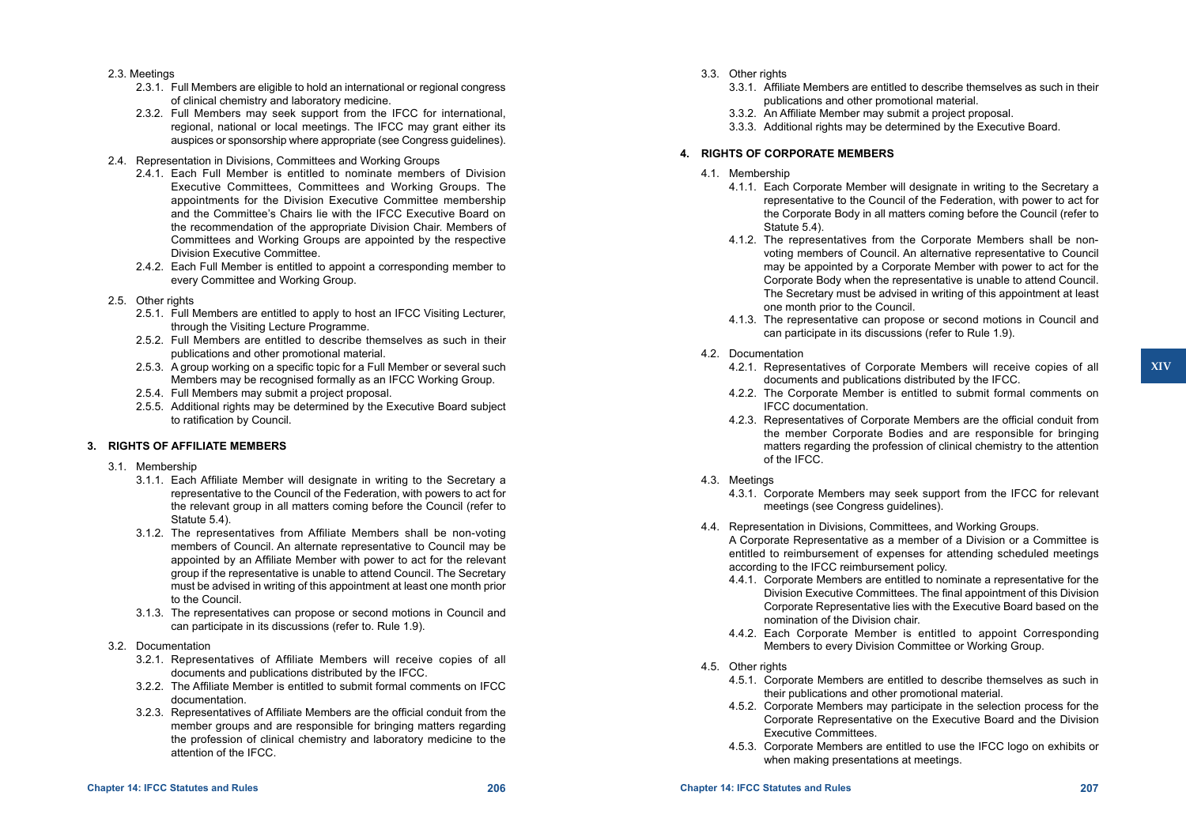2.3. Meetings

2.3.1. Full Members are eligible to hold an international or regional congress of clinical chemistry and laboratory medicine.

2.3.2. Full Members may seek support from the IFCC for international, regional, national or local meetings. The IFCC may grant either its auspices or sponsorship where appropriate (see Congress guidelines).

2.4. Representation in Divisions, Committees and Working Groups

2.4.1. Each Full Member is entitled to nominate members of Division Executive Committees, Committees and Working Groups. The appointments for the Division Executive Committee membership and the Committee's Chairs lie with the IFCC Executive Board on the recommendation of the appropriate Division Chair. Members of Committees and Working Groups are appointed by the respective Division Executive Committee.

2.4.2. Each Full Member is entitled to appoint a corresponding member to every Committee and Working Group.

2.5. Other rights

2.5.1. Full Members are entitled to apply to host an IFCC Visiting Lecturer, through the Visiting Lecture Programme.

2.5.2. Full Members are entitled to describe themselves as such in their publications and other promotional material.

2.5.3. A group working on a specific topic for a Full Member or several such Members may be recognised formally as an IFCC Working Group.

2.5.4. Full Members may submit a project proposal.

2.5.5. Additional rights may be determined by the Executive Board subject to ratification by Council.

**3. RIGHTS OF AFFILIATE MEMBERS**

3.1. Membership

3.1.1. Each Affiliate Member will designate in writing to the Secretary a representative to the Council of the Federation, with powers to act for the relevant group in all matters coming before the Council (refer to Statute 5.4).

3.1.2. The representatives from Affiliate Members shall be non-voting members of Council. An alternate representative to Council may be appointed by an Affiliate Member with power to act for the relevant group if the representative is unable to attend Council. The Secretary must be advised in writing of this appointment at least one month prior to the Council.

3.1.3. The representatives can propose or second motions in Council and can participate in its discussions (refer to. Rule 1.9).

3.2. Documentation

3.2.1. Representatives of Affiliate Members will receive copies of all documents and publications distributed by the IFCC.

3.2.2. The Affiliate Member is entitled to submit formal comments on IFCC documentation.

3.2.3. Representatives of Affiliate Members are the official conduit from the member groups and are responsible for bringing matters regarding the profession of clinical chemistry and laboratory medicine to the attention of the IFCC.

3.3. Other rights

3.3.1. Affiliate Members are entitled to describe themselves as such in their publications and other promotional material.

3.3.2. An Affiliate Member may submit a project proposal.

3.3.3. Additional rights may be determined by the Executive Board.

**4. RIGHTS OF CORPORATE MEMBERS**

4.1. Membership

4.1.1. Each Corporate Member will designate in writing to the Secretary a representative to the Council of the Federation, with power to act for the Corporate Body in all matters coming before the Council (refer to Statute 5.4).

4.1.2. The representatives from the Corporate Members shall be non-voting members of Council. An alternative representative to Council may be appointed by a Corporate Member with power to act for the Corporate Body when the representative is unable to attend Council. The Secretary must be advised in writing of this appointment at least one month prior to the Council.

4.1.3. The representative can propose or second motions in Council and can participate in its discussions (refer to Rule 1.9).

4.2. Documentation

4.2.1. Representatives of Corporate Members will receive copies of all documents and publications distributed by the IFCC.

4.2.2. The Corporate Member is entitled to submit formal comments on IFCC documentation.

4.2.3. Representatives of Corporate Members are the official conduit from the member Corporate Bodies and are responsible for bringing matters regarding the profession of clinical chemistry to the attention of the IFCC.

4.3. Meetings

4.3.1. Corporate Members may seek support from the IFCC for relevant meetings (see Congress guidelines).

4.4. Representation in Divisions, Committees, and Working Groups.

A Corporate Representative as a member of a Division or a Committee is entitled to reimbursement of expenses for attending scheduled meetings according to the IFCC reimbursement policy.

4.4.1. Corporate Members are entitled to nominate a representative for the Division Executive Committees. The final appointment of this Division Corporate Representative lies with the Executive Board based on the nomination of the Division chair.

4.4.2. Each Corporate Member is entitled to appoint Corresponding Members to every Division Committee or Working Group.

4.5. Other rights

4.5.1. Corporate Members are entitled to describe themselves as such in their publications and other promotional material.

4.5.2. Corporate Members may participate in the selection process for the Corporate Representative on the Executive Board and the Division Executive Committees.

4.5.3. Corporate Members are entitled to use the IFCC logo on exhibits or when making presentations at meetings.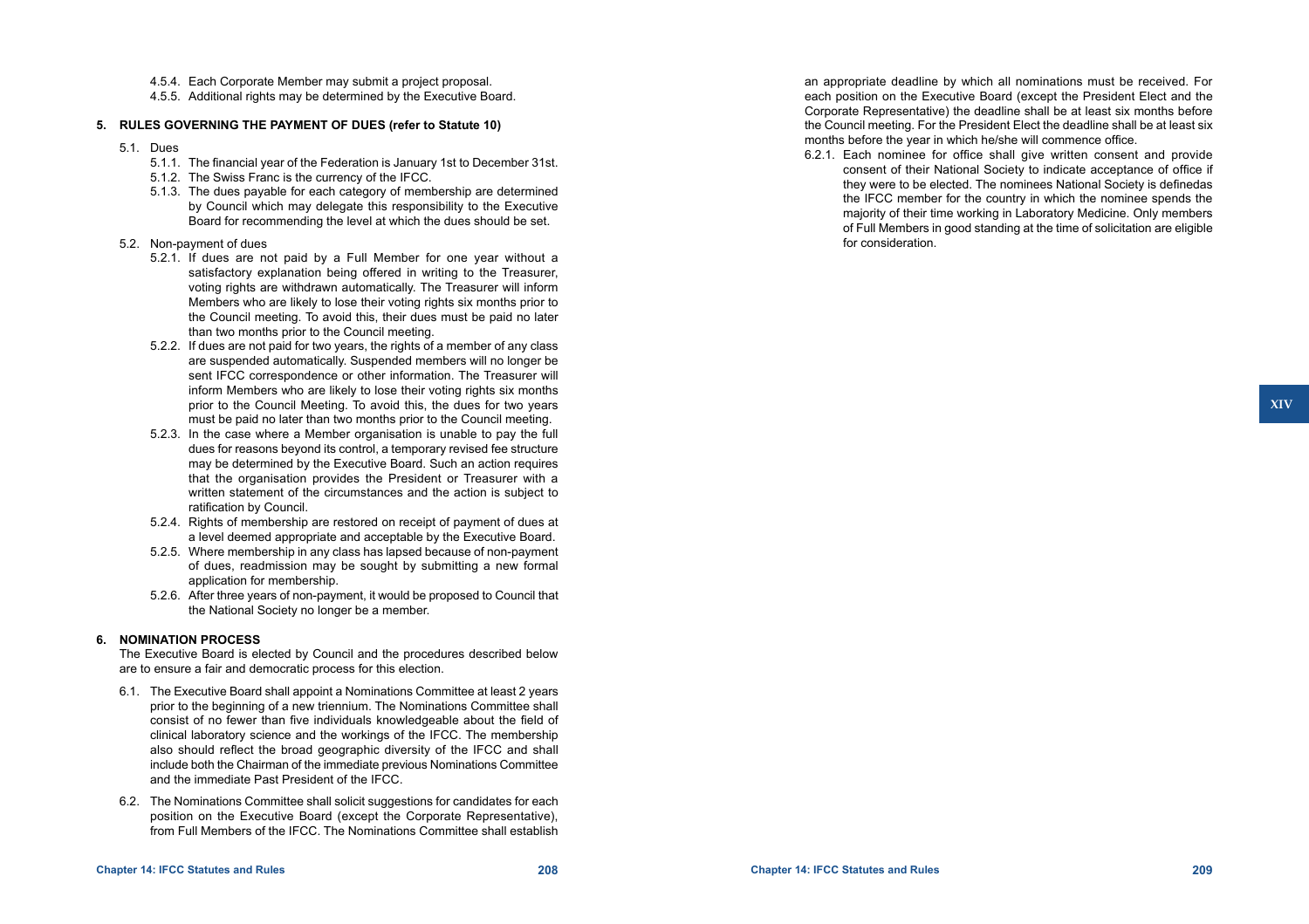4.5.4. Each Corporate Member may submit a project proposal.

4.5.5. Additional rights may be determined by the Executive Board.

## 5. RULES GOVERNING THE PAYMENT OF DUES (refer to Statute 10)

5.1. Dues

5.1.1. The financial year of the Federation is January 1st to December 31st.

5.1.2. The Swiss Franc is the currency of the IFCC.

5.1.3. The dues payable for each category of membership are determined by Council which may delegate this responsibility to the Executive Board for recommending the level at which the dues should be set.

5.2. Non-payment of dues

5.2.1. If dues are not paid by a Full Member for one year without a satisfactory explanation being offered in writing to the Treasurer, voting rights are withdrawn automatically. The Treasurer will inform Members who are likely to lose their voting rights six months prior to the Council meeting. To avoid this, their dues must be paid no later than two months prior to the Council meeting.

5.2.2. If dues are not paid for two years, the rights of a member of any class are suspended automatically. Suspended members will no longer be sent IFCC correspondence or other information. The Treasurer will inform Members who are likely to lose their voting rights six months prior to the Council Meeting. To avoid this, the dues for two years must be paid no later than two months prior to the Council meeting.

5.2.3. In the case where a Member organisation is unable to pay the full dues for reasons beyond its control, a temporary revised fee structure may be determined by the Executive Board. Such an action requires that the organisation provides the President or Treasurer with a written statement of the circumstances and the action is subject to ratification by Council.

5.2.4. Rights of membership are restored on receipt of payment of dues at a level deemed appropriate and acceptable by the Executive Board.

5.2.5. Where membership in any class has lapsed because of non-payment of dues, readmission may be sought by submitting a new formal application for membership.

5.2.6. After three years of non-payment, it would be proposed to Council that the National Society no longer be a member.

## 6. NOMINATION PROCESS

The Executive Board is elected by Council and the procedures described below are to ensure a fair and democratic process for this election.

6.1. The Executive Board shall appoint a Nominations Committee at least 2 years prior to the beginning of a new triennium. The Nominations Committee shall consist of no fewer than five individuals knowledgeable about the field of clinical laboratory science and the workings of the IFCC. The membership also should reflect the broad geographic diversity of the IFCC and shall include both the Chairman of the immediate previous Nominations Committee and the immediate Past President of the IFCC.

6.2. The Nominations Committee shall solicit suggestions for candidates for each position on the Executive Board (except the Corporate Representative), from Full Members of the IFCC. The Nominations Committee shall establish an appropriate deadline by which all nominations must be received. For each position on the Executive Board (except the President Elect and the Corporate Representative) the deadline shall be at least six months before the Council meeting. For the President Elect the deadline shall be at least six months before the year in which he/she will commence office.

6.2.1. Each nominee for office shall give written consent and provide consent of their National Society to indicate acceptance of office if they were to be elected. The nominees National Society is definedas the IFCC member for the country in which the nominee spends the majority of their time working in Laboratory Medicine. Only members of Full Members in good standing at the time of solicitation are eligible for consideration.